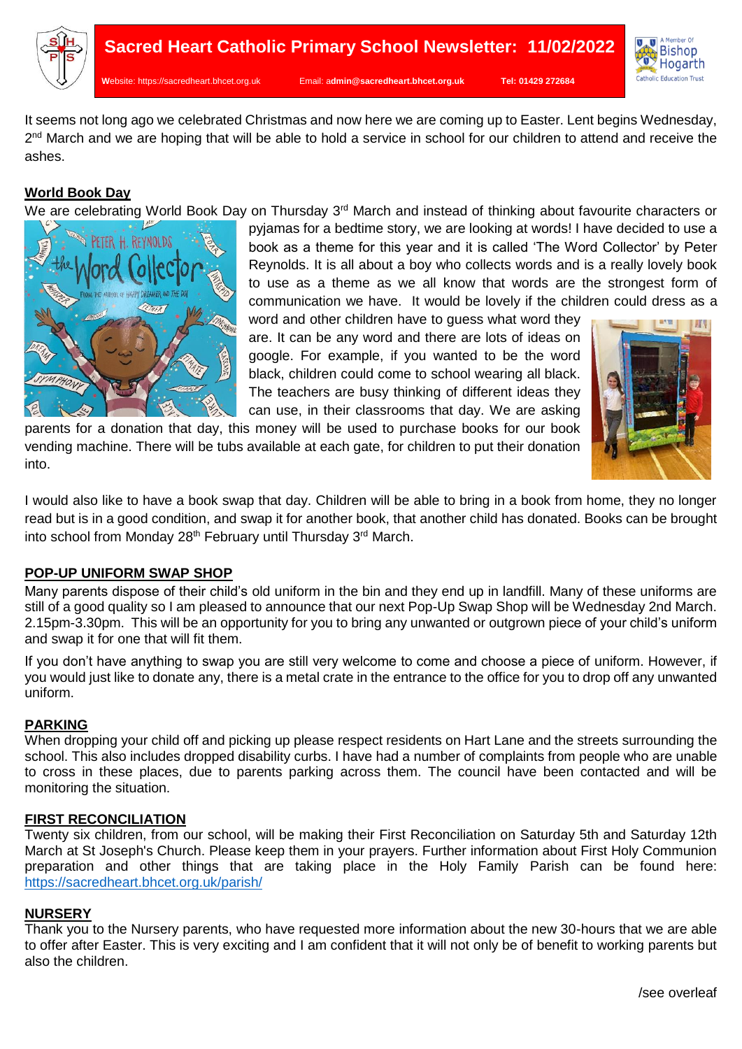# Sacred Heart Catholic Primary School Newsletter: 11/02/2022

**W**ebsite: https://sacredheart.bhcet.org.uk Email: a**dmin@sacredheart.bhcet.org.uk** **Tel: 01429 272684**

It seems not long ago we celebrated Christmas and now here we are coming up to Easter. Lent begins Wednesday, 2nd March and we are hoping that will be able to hold a service in school for our children to attend and receive the ashes.

## World Book Day

We are celebrating World Book Day on Thursday 3rd March and instead of thinking about favourite characters or pyjamas for a bedtime story, we are looking at words! I have decided to use a book as a theme for this year and it is called 'The Word Collector' by Peter Reynolds. It is all about a boy who collects words and is a really lovely book to use as a theme as we all know that words are the strongest form of communication we have. It would be lovely if the children could dress as a word and other children have to guess what word they are. It can be any word and there are lots of ideas on google. For example, if you wanted to be the word black, children could come to school wearing all black. The teachers are busy thinking of different ideas they can use, in their classrooms that day. We are asking parents for a donation that day, this money will be used to purchase books for our book vending machine. There will be tubs available at each gate, for children to put their donation into.

I would also like to have a book swap that day. Children will be able to bring in a book from home, they no longer read but is in a good condition, and swap it for another book, that another child has donated. Books can be brought into school from Monday 28th February until Thursday 3rd March.

## POP-UP UNIFORM SWAP SHOP

Many parents dispose of their child's old uniform in the bin and they end up in landfill. Many of these uniforms are still of a good quality so I am pleased to announce that our next Pop-Up Swap Shop will be Wednesday 2nd March. 2.15pm-3.30pm. This will be an opportunity for you to bring any unwanted or outgrown piece of your child's uniform and swap it for one that will fit them.

If you don't have anything to swap you are still very welcome to come and choose a piece of uniform. However, if you would just like to donate any, there is a metal crate in the entrance to the office for you to drop off any unwanted uniform.

## PARKING

When dropping your child off and picking up please respect residents on Hart Lane and the streets surrounding the school. This also includes dropped disability curbs. I have had a number of complaints from people who are unable to cross in these places, due to parents parking across them. The council have been contacted and will be monitoring the situation.

## FIRST RECONCILIATION

Twenty six children, from our school, will be making their First Reconciliation on Saturday 5th and Saturday 12th March at St Joseph's Church. Please keep them in your prayers. Further information about First Holy Communion preparation and other things that are taking place in the Holy Family Parish can be found here: https://sacredheart.bhcet.org.uk/parish/

## NURSERY

Thank you to the Nursery parents, who have requested more information about the new 30-hours that we are able to offer after Easter. This is very exciting and I am confident that it will not only be of benefit to working parents but also the children.

/see overleaf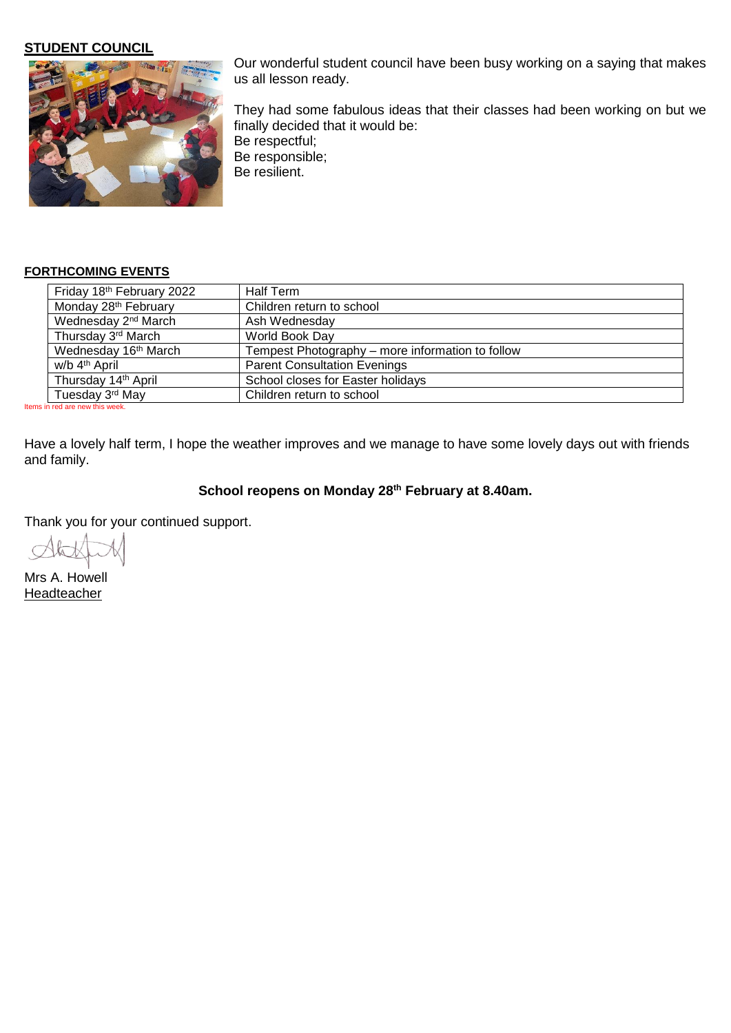## STUDENT COUNCIL

Our wonderful student council have been busy working on a saying that makes us all lesson ready.

They had some fabulous ideas that their classes had been working on but we finally decided that it would be:
Be respectful;
Be responsible;
Be resilient.

## FORTHCOMING EVENTS

| | |
|---|---|
| Friday 18th February 2022 | Half Term |
| Monday 28th February | Children return to school |
| Wednesday 2nd March | Ash Wednesday |
| Thursday 3rd March | World Book Day |
| Wednesday 16th March | Tempest Photography – more information to follow |
| w/b 4th April | Parent Consultation Evenings |
| Thursday 14th April | School closes for Easter holidays |
| Tuesday 3rd May | Children return to school |

Items in red are new this week.

Have a lovely half term, I hope the weather improves and we manage to have some lovely days out with friends and family.

**School reopens on Monday 28th February at 8.40am.**

Thank you for your continued support.

Mrs A. Howell
Headteacher